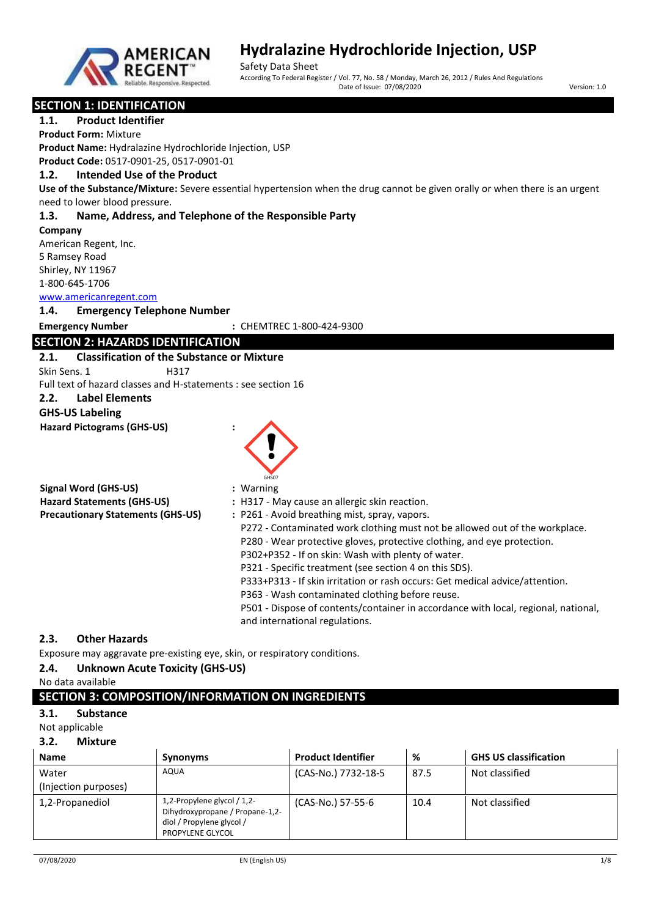# Hydralazine Hydrochloride Injection, USP

Safety Data Sheet

According To Federal Register / Vol. 77, No. 58 / Monday, March 26, 2012 / Rules And Regulations

Date of Issue: 07/08/2020

Version: 1.0

## SECTION 1: IDENTIFICATION

### 1.1. Product Identifier

**Product Form:** Mixture

**Product Name:** Hydralazine Hydrochloride Injection, USP

**Product Code:** 0517-0901-25, 0517-0901-01

### 1.2. Intended Use of the Product

**Use of the Substance/Mixture:** Severe essential hypertension when the drug cannot be given orally or when there is an urgent need to lower blood pressure.

### 1.3. Name, Address, and Telephone of the Responsible Party

**Company**

American Regent, Inc.
5 Ramsey Road
Shirley, NY 11967
1-800-645-1706
www.americanregent.com

### 1.4. Emergency Telephone Number

**Emergency Number** : CHEMTREC 1-800-424-9300

## SECTION 2: HAZARDS IDENTIFICATION

### 2.1. Classification of the Substance or Mixture

Skin Sens. 1 H317

Full text of hazard classes and H-statements : see section 16

### 2.2. Label Elements

**GHS-US Labeling**

**Hazard Pictograms (GHS-US)** :

GHS07

**Signal Word (GHS-US)** : Warning

**Hazard Statements (GHS-US)** : H317 - May cause an allergic skin reaction.

**Precautionary Statements (GHS-US)** : P261 - Avoid breathing mist, spray, vapors.

P272 - Contaminated work clothing must not be allowed out of the workplace.

P280 - Wear protective gloves, protective clothing, and eye protection.

P302+P352 - If on skin: Wash with plenty of water.

P321 - Specific treatment (see section 4 on this SDS).

P333+P313 - If skin irritation or rash occurs: Get medical advice/attention.

P363 - Wash contaminated clothing before reuse.

P501 - Dispose of contents/container in accordance with local, regional, national, and international regulations.

### 2.3. Other Hazards

Exposure may aggravate pre-existing eye, skin, or respiratory conditions.

### 2.4. Unknown Acute Toxicity (GHS-US)

No data available

## SECTION 3: COMPOSITION/INFORMATION ON INGREDIENTS

### 3.1. Substance

Not applicable

### 3.2. Mixture

| Name | Synonyms | Product Identifier | % | GHS US classification |
|---|---|---|---|---|
| Water (Injection purposes) | AQUA | (CAS-No.) 7732-18-5 | 87.5 | Not classified |
| 1,2-Propanediol | 1,2-Propylene glycol / 1,2-Dihydroxypropane / Propane-1,2-diol / Propylene glycol / PROPYLENE GLYCOL | (CAS-No.) 57-55-6 | 10.4 | Not classified |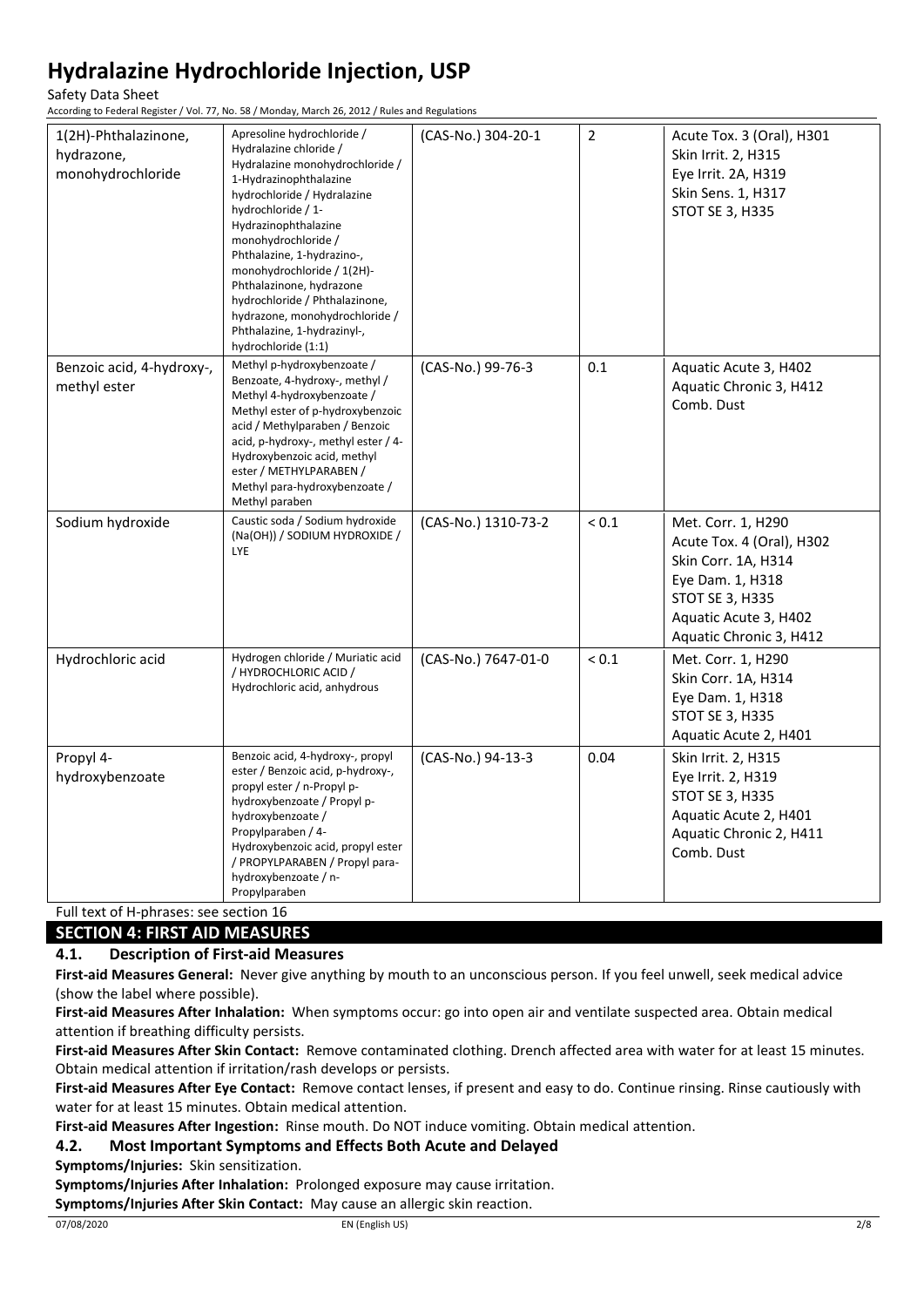| 1(2H)-Phthalazinone, hydrazone, monohydrochloride | Apresoline hydrochloride / Hydralazine chloride / Hydralazine monohydrochloride / 1-Hydrazinophthalazine hydrochloride / Hydralazine hydrochloride / 1-Hydrazinophthalazine monohydrochloride / Phthalazine, 1-hydrazino-, monohydrochloride / 1(2H)-Phthalazinone, hydrazone hydrochloride / Phthalazinone, hydrazone, monohydrochloride / Phthalazine, 1-hydrazinyl-, hydrochloride (1:1) | (CAS-No.) 304-20-1 | 2 | Acute Tox. 3 (Oral), H301<br>Skin Irrit. 2, H315<br>Eye Irrit. 2A, H319<br>Skin Sens. 1, H317<br>STOT SE 3, H335 |
|---|---|---|---|---|
| Benzoic acid, 4-hydroxy-, methyl ester | Methyl p-hydroxybenzoate / Benzoate, 4-hydroxy-, methyl / Methyl 4-hydroxybenzoate / Methyl ester of p-hydroxybenzoic acid / Methylparaben / Benzoic acid, p-hydroxy-, methyl ester / 4-Hydroxybenzoic acid, methyl ester / METHYLPARABEN / Methyl para-hydroxybenzoate / Methyl paraben | (CAS-No.) 99-76-3 | 0.1 | Aquatic Acute 3, H402<br>Aquatic Chronic 3, H412<br>Comb. Dust |
| Sodium hydroxide | Caustic soda / Sodium hydroxide (Na(OH)) / SODIUM HYDROXIDE / LYE | (CAS-No.) 1310-73-2 | < 0.1 | Met. Corr. 1, H290<br>Acute Tox. 4 (Oral), H302<br>Skin Corr. 1A, H314<br>Eye Dam. 1, H318<br>STOT SE 3, H335<br>Aquatic Acute 3, H402<br>Aquatic Chronic 3, H412 |
| Hydrochloric acid | Hydrogen chloride / Muriatic acid / HYDROCHLORIC ACID / Hydrochloric acid, anhydrous | (CAS-No.) 7647-01-0 | < 0.1 | Met. Corr. 1, H290<br>Skin Corr. 1A, H314<br>Eye Dam. 1, H318<br>STOT SE 3, H335<br>Aquatic Acute 2, H401 |
| Propyl 4-hydroxybenzoate | Benzoic acid, 4-hydroxy-, propyl ester / Benzoic acid, p-hydroxy-, propyl ester / n-Propyl p-hydroxybenzoate / Propyl p-hydroxybenzoate / Propylparaben / 4-Hydroxybenzoic acid, propyl ester / PROPYLPARABEN / Propyl para-hydroxybenzoate / n-Propylparaben | (CAS-No.) 94-13-3 | 0.04 | Skin Irrit. 2, H315<br>Eye Irrit. 2, H319<br>STOT SE 3, H335<br>Aquatic Acute 2, H401<br>Aquatic Chronic 2, H411<br>Comb. Dust |

Full text of H-phrases: see section 16

## SECTION 4: FIRST AID MEASURES

### 4.1. Description of First-aid Measures

**First-aid Measures General:** Never give anything by mouth to an unconscious person. If you feel unwell, seek medical advice (show the label where possible).

**First-aid Measures After Inhalation:** When symptoms occur: go into open air and ventilate suspected area. Obtain medical attention if breathing difficulty persists.

**First-aid Measures After Skin Contact:** Remove contaminated clothing. Drench affected area with water for at least 15 minutes. Obtain medical attention if irritation/rash develops or persists.

**First-aid Measures After Eye Contact:** Remove contact lenses, if present and easy to do. Continue rinsing. Rinse cautiously with water for at least 15 minutes. Obtain medical attention.

**First-aid Measures After Ingestion:** Rinse mouth. Do NOT induce vomiting. Obtain medical attention.

### 4.2. Most Important Symptoms and Effects Both Acute and Delayed

**Symptoms/Injuries:** Skin sensitization.

**Symptoms/Injuries After Inhalation:** Prolonged exposure may cause irritation.

**Symptoms/Injuries After Skin Contact:** May cause an allergic skin reaction.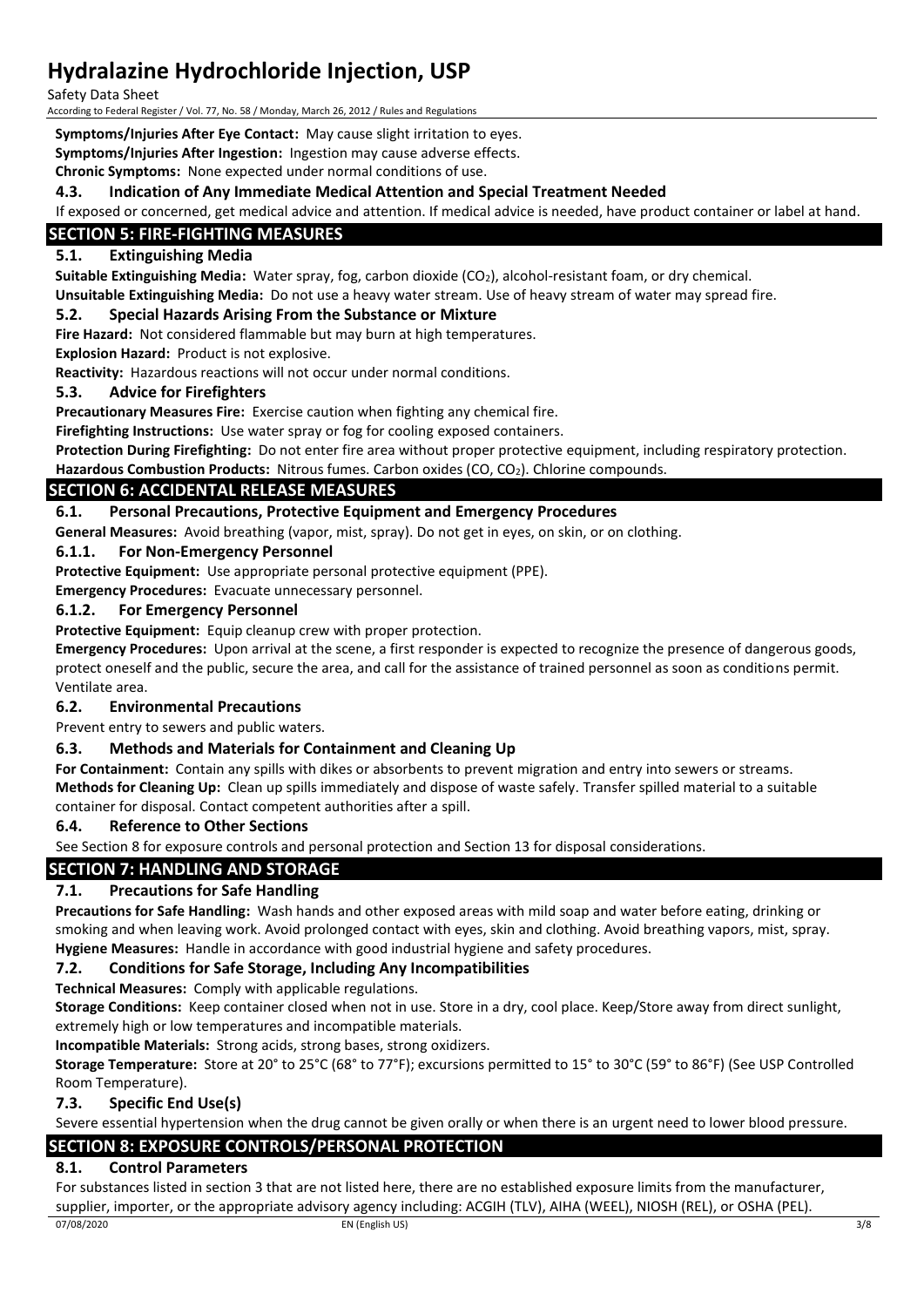**Symptoms/Injuries After Eye Contact:** May cause slight irritation to eyes.

**Symptoms/Injuries After Ingestion:** Ingestion may cause adverse effects.

**Chronic Symptoms:** None expected under normal conditions of use.

### 4.3. Indication of Any Immediate Medical Attention and Special Treatment Needed

If exposed or concerned, get medical advice and attention. If medical advice is needed, have product container or label at hand.

## SECTION 5: FIRE-FIGHTING MEASURES

### 5.1. Extinguishing Media

**Suitable Extinguishing Media:** Water spray, fog, carbon dioxide ($CO_2$), alcohol-resistant foam, or dry chemical.

**Unsuitable Extinguishing Media:** Do not use a heavy water stream. Use of heavy stream of water may spread fire.

### 5.2. Special Hazards Arising From the Substance or Mixture

**Fire Hazard:** Not considered flammable but may burn at high temperatures.

**Explosion Hazard:** Product is not explosive.

**Reactivity:** Hazardous reactions will not occur under normal conditions.

### 5.3. Advice for Firefighters

**Precautionary Measures Fire:** Exercise caution when fighting any chemical fire.

**Firefighting Instructions:** Use water spray or fog for cooling exposed containers.

**Protection During Firefighting:** Do not enter fire area without proper protective equipment, including respiratory protection.

**Hazardous Combustion Products:** Nitrous fumes. Carbon oxides (CO, $CO_2$). Chlorine compounds.

## SECTION 6: ACCIDENTAL RELEASE MEASURES

### 6.1. Personal Precautions, Protective Equipment and Emergency Procedures

**General Measures:** Avoid breathing (vapor, mist, spray). Do not get in eyes, on skin, or on clothing.

#### 6.1.1. For Non-Emergency Personnel

**Protective Equipment:** Use appropriate personal protective equipment (PPE).

**Emergency Procedures:** Evacuate unnecessary personnel.

#### 6.1.2. For Emergency Personnel

**Protective Equipment:** Equip cleanup crew with proper protection.

**Emergency Procedures:** Upon arrival at the scene, a first responder is expected to recognize the presence of dangerous goods, protect oneself and the public, secure the area, and call for the assistance of trained personnel as soon as conditions permit. Ventilate area.

### 6.2. Environmental Precautions

Prevent entry to sewers and public waters.

### 6.3. Methods and Materials for Containment and Cleaning Up

**For Containment:** Contain any spills with dikes or absorbents to prevent migration and entry into sewers or streams.

**Methods for Cleaning Up:** Clean up spills immediately and dispose of waste safely. Transfer spilled material to a suitable container for disposal. Contact competent authorities after a spill.

### 6.4. Reference to Other Sections

See Section 8 for exposure controls and personal protection and Section 13 for disposal considerations.

## SECTION 7: HANDLING AND STORAGE

### 7.1. Precautions for Safe Handling

**Precautions for Safe Handling:** Wash hands and other exposed areas with mild soap and water before eating, drinking or smoking and when leaving work. Avoid prolonged contact with eyes, skin and clothing. Avoid breathing vapors, mist, spray.

**Hygiene Measures:** Handle in accordance with good industrial hygiene and safety procedures.

### 7.2. Conditions for Safe Storage, Including Any Incompatibilities

**Technical Measures:** Comply with applicable regulations.

**Storage Conditions:** Keep container closed when not in use. Store in a dry, cool place. Keep/Store away from direct sunlight, extremely high or low temperatures and incompatible materials.

**Incompatible Materials:** Strong acids, strong bases, strong oxidizers.

**Storage Temperature:** Store at 20° to 25°C (68° to 77°F); excursions permitted to 15° to 30°C (59° to 86°F) (See USP Controlled Room Temperature).

### 7.3. Specific End Use(s)

Severe essential hypertension when the drug cannot be given orally or when there is an urgent need to lower blood pressure.

## SECTION 8: EXPOSURE CONTROLS/PERSONAL PROTECTION

### 8.1. Control Parameters

For substances listed in section 3 that are not listed here, there are no established exposure limits from the manufacturer, supplier, importer, or the appropriate advisory agency including: ACGIH (TLV), AIHA (WEEL), NIOSH (REL), or OSHA (PEL).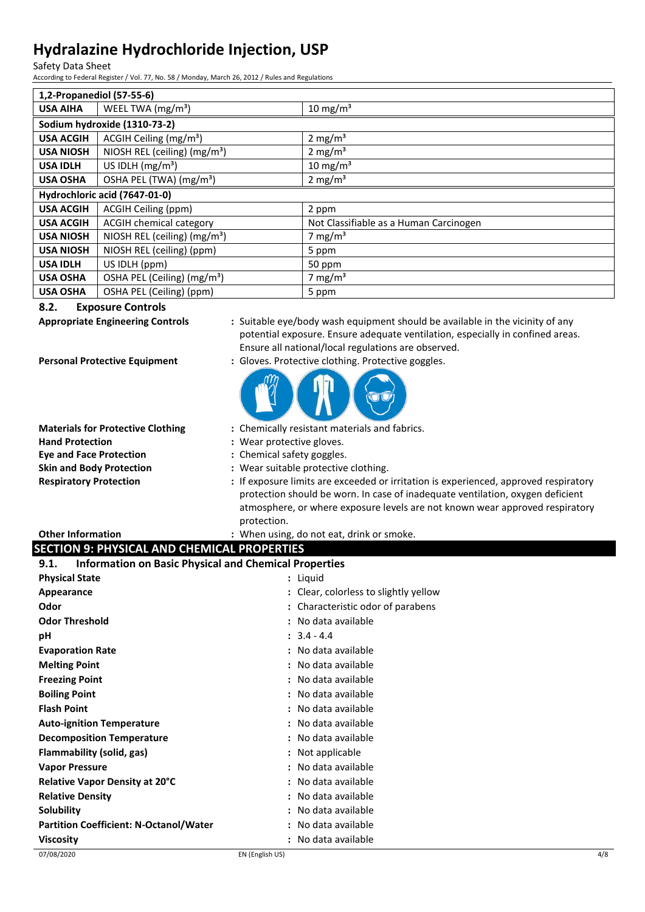| | | |
|---|---|---|
| **1,2-Propanediol (57-55-6)** | | |
| **USA AIHA** | WEEL TWA ($mg/m^3$) | 10 $mg/m^3$ |
| **Sodium hydroxide (1310-73-2)** | | |
| **USA ACGIH** | ACGIH Ceiling ($mg/m^3$) | 2 $mg/m^3$ |
| **USA NIOSH** | NIOSH REL (ceiling) ($mg/m^3$) | 2 $mg/m^3$ |
| **USA IDLH** | US IDLH ($mg/m^3$) | 10 $mg/m^3$ |
| **USA OSHA** | OSHA PEL (TWA) ($mg/m^3$) | 2 $mg/m^3$ |
| **Hydrochloric acid (7647-01-0)** | | |
| **USA ACGIH** | ACGIH Ceiling (ppm) | 2 ppm |
| **USA ACGIH** | ACGIH chemical category | Not Classifiable as a Human Carcinogen |
| **USA NIOSH** | NIOSH REL (ceiling) ($mg/m^3$) | 7 $mg/m^3$ |
| **USA NIOSH** | NIOSH REL (ceiling) (ppm) | 5 ppm |
| **USA IDLH** | US IDLH (ppm) | 50 ppm |
| **USA OSHA** | OSHA PEL (Ceiling) ($mg/m^3$) | 7 $mg/m^3$ |
| **USA OSHA** | OSHA PEL (Ceiling) (ppm) | 5 ppm |

### 8.2. Exposure Controls

**Appropriate Engineering Controls** : Suitable eye/body wash equipment should be available in the vicinity of any potential exposure. Ensure adequate ventilation, especially in confined areas. Ensure all national/local regulations are observed.

**Personal Protective Equipment** : Gloves. Protective clothing. Protective goggles.

**Materials for Protective Clothing** : Chemically resistant materials and fabrics.

**Hand Protection** : Wear protective gloves.

**Eye and Face Protection** : Chemical safety goggles.

**Skin and Body Protection** : Wear suitable protective clothing.

**Respiratory Protection** : If exposure limits are exceeded or irritation is experienced, approved respiratory protection should be worn. In case of inadequate ventilation, oxygen deficient atmosphere, or where exposure levels are not known wear approved respiratory protection.

**Other Information** : When using, do not eat, drink or smoke.

## SECTION 9: PHYSICAL AND CHEMICAL PROPERTIES

### 9.1. Information on Basic Physical and Chemical Properties

**Physical State** : Liquid

**Appearance** : Clear, colorless to slightly yellow

**Odor** : Characteristic odor of parabens

**Odor Threshold** : No data available

**pH** : 3.4 - 4.4

**Evaporation Rate** : No data available

**Melting Point** : No data available

**Freezing Point** : No data available

**Boiling Point** : No data available

**Flash Point** : No data available

**Auto-ignition Temperature** : No data available

**Decomposition Temperature** : No data available

**Flammability (solid, gas)** : Not applicable

**Vapor Pressure** : No data available

**Relative Vapor Density at 20°C** : No data available

**Relative Density** : No data available

**Solubility** : No data available

**Partition Coefficient: N-Octanol/Water** : No data available

**Viscosity** : No data available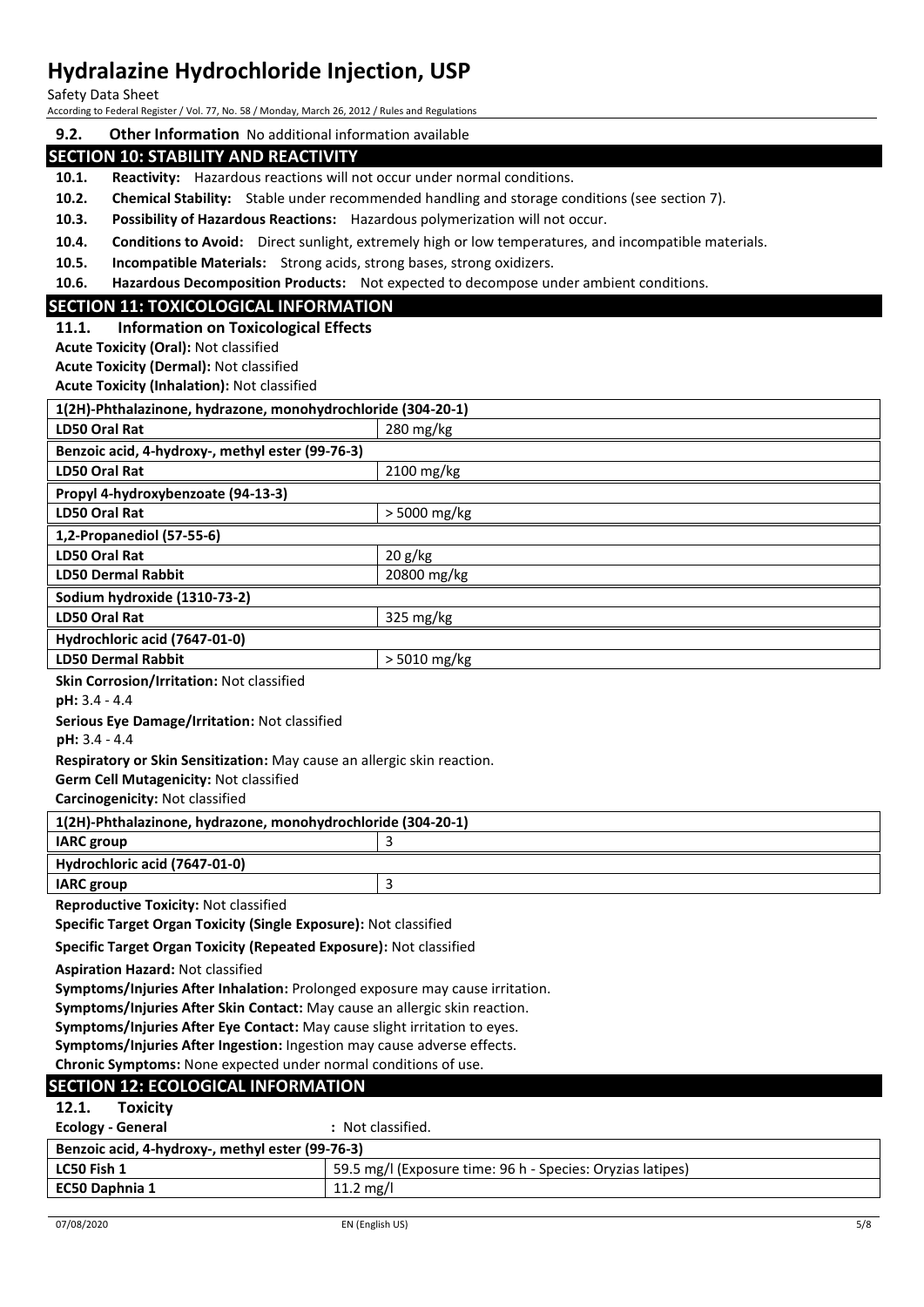### 9.2. Other Information

No additional information available

## SECTION 10: STABILITY AND REACTIVITY

**10.1. Reactivity:** Hazardous reactions will not occur under normal conditions.

**10.2. Chemical Stability:** Stable under recommended handling and storage conditions (see section 7).

**10.3. Possibility of Hazardous Reactions:** Hazardous polymerization will not occur.

**10.4. Conditions to Avoid:** Direct sunlight, extremely high or low temperatures, and incompatible materials.

**10.5. Incompatible Materials:** Strong acids, strong bases, strong oxidizers.

**10.6. Hazardous Decomposition Products:** Not expected to decompose under ambient conditions.

## SECTION 11: TOXICOLOGICAL INFORMATION

### 11.1. Information on Toxicological Effects

**Acute Toxicity (Oral):** Not classified

**Acute Toxicity (Dermal):** Not classified

**Acute Toxicity (Inhalation):** Not classified

| 1(2H)-Phthalazinone, hydrazone, monohydrochloride (304-20-1) | |
|---|---|
| LD50 Oral Rat | 280 mg/kg |
| **Benzoic acid, 4-hydroxy-, methyl ester (99-76-3)** | |
| LD50 Oral Rat | 2100 mg/kg |
| **Propyl 4-hydroxybenzoate (94-13-3)** | |
| LD50 Oral Rat | > 5000 mg/kg |
| **1,2-Propanediol (57-55-6)** | |
| LD50 Oral Rat | 20 g/kg |
| LD50 Dermal Rabbit | 20800 mg/kg |
| **Sodium hydroxide (1310-73-2)** | |
| LD50 Oral Rat | 325 mg/kg |
| **Hydrochloric acid (7647-01-0)** | |
| LD50 Dermal Rabbit | > 5010 mg/kg |

**Skin Corrosion/Irritation:** Not classified

**pH:** 3.4 - 4.4

**Serious Eye Damage/Irritation:** Not classified

**pH:** 3.4 - 4.4

**Respiratory or Skin Sensitization:** May cause an allergic skin reaction.

**Germ Cell Mutagenicity:** Not classified

**Carcinogenicity:** Not classified

| 1(2H)-Phthalazinone, hydrazone, monohydrochloride (304-20-1) | |
|---|---|
| IARC group | 3 |
| **Hydrochloric acid (7647-01-0)** | |
| IARC group | 3 |

**Reproductive Toxicity:** Not classified

**Specific Target Organ Toxicity (Single Exposure):** Not classified

**Specific Target Organ Toxicity (Repeated Exposure):** Not classified

**Aspiration Hazard:** Not classified

**Symptoms/Injuries After Inhalation:** Prolonged exposure may cause irritation.

**Symptoms/Injuries After Skin Contact:** May cause an allergic skin reaction.

**Symptoms/Injuries After Eye Contact:** May cause slight irritation to eyes.

**Symptoms/Injuries After Ingestion:** Ingestion may cause adverse effects.

**Chronic Symptoms:** None expected under normal conditions of use.

## SECTION 12: ECOLOGICAL INFORMATION

### 12.1. Toxicity

**Ecology - General** : Not classified.

| Benzoic acid, 4-hydroxy-, methyl ester (99-76-3) | |
|---|---|
| LC50 Fish 1 | 59.5 mg/l (Exposure time: 96 h - Species: Oryzias latipes) |
| EC50 Daphnia 1 | 11.2 mg/l |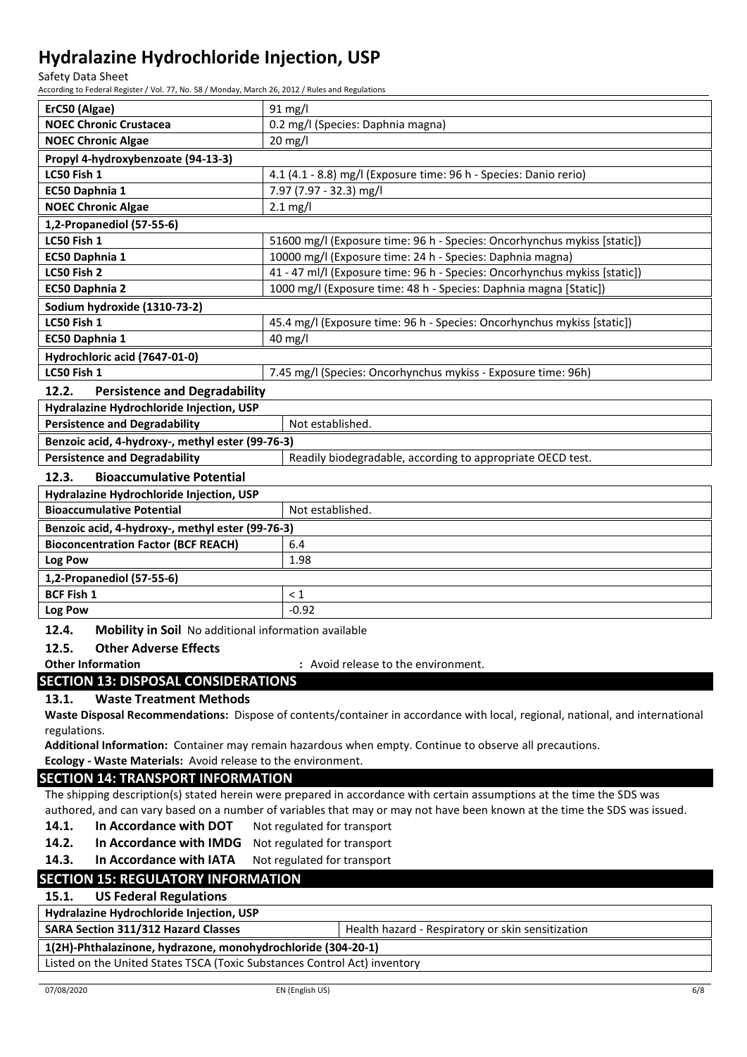| ErC50 (Algae) | 91 mg/l |
|---|---|
| **NOEC Chronic Crustacea** | 0.2 mg/l (Species: Daphnia magna) |
| **NOEC Chronic Algae** | 20 mg/l |

| Propyl 4-hydroxybenzoate (94-13-3) | |
|---|---|
| **LC50 Fish 1** | 4.1 (4.1 - 8.8) mg/l (Exposure time: 96 h - Species: Danio rerio) |
| **EC50 Daphnia 1** | 7.97 (7.97 - 32.3) mg/l |
| **NOEC Chronic Algae** | 2.1 mg/l |

| 1,2-Propanediol (57-55-6) | |
|---|---|
| **LC50 Fish 1** | 51600 mg/l (Exposure time: 96 h - Species: Oncorhynchus mykiss [static]) |
| **EC50 Daphnia 1** | 10000 mg/l (Exposure time: 24 h - Species: Daphnia magna) |
| **LC50 Fish 2** | 41 - 47 ml/l (Exposure time: 96 h - Species: Oncorhynchus mykiss [static]) |
| **EC50 Daphnia 2** | 1000 mg/l (Exposure time: 48 h - Species: Daphnia magna [Static]) |

| Sodium hydroxide (1310-73-2) | |
|---|---|
| **LC50 Fish 1** | 45.4 mg/l (Exposure time: 96 h - Species: Oncorhynchus mykiss [static]) |
| **EC50 Daphnia 1** | 40 mg/l |

| Hydrochloric acid (7647-01-0) | |
|---|---|
| **LC50 Fish 1** | 7.45 mg/l (Species: Oncorhynchus mykiss - Exposure time: 96h) |

### 12.2. Persistence and Degradability

| Hydralazine Hydrochloride Injection, USP | |
|---|---|
| **Persistence and Degradability** | Not established. |
| **Benzoic acid, 4-hydroxy-, methyl ester (99-76-3)** | |
| **Persistence and Degradability** | Readily biodegradable, according to appropriate OECD test. |

### 12.3. Bioaccumulative Potential

| Hydralazine Hydrochloride Injection, USP | |
|---|---|
| **Bioaccumulative Potential** | Not established. |
| **Benzoic acid, 4-hydroxy-, methyl ester (99-76-3)** | |
| **Bioconcentration Factor (BCF REACH)** | 6.4 |
| **Log Pow** | 1.98 |
| **1,2-Propanediol (57-55-6)** | |
| **BCF Fish 1** | < 1 |
| **Log Pow** | -0.92 |

**12.4. Mobility in Soil** No additional information available

### 12.5. Other Adverse Effects

**Other Information** : Avoid release to the environment.

## SECTION 13: DISPOSAL CONSIDERATIONS

### 13.1. Waste Treatment Methods

**Waste Disposal Recommendations:** Dispose of contents/container in accordance with local, regional, national, and international regulations.

**Additional Information:** Container may remain hazardous when empty. Continue to observe all precautions.

**Ecology - Waste Materials:** Avoid release to the environment.

## SECTION 14: TRANSPORT INFORMATION

The shipping description(s) stated herein were prepared in accordance with certain assumptions at the time the SDS was authored, and can vary based on a number of variables that may or may not have been known at the time the SDS was issued.

**14.1. In Accordance with DOT** Not regulated for transport

**14.2. In Accordance with IMDG** Not regulated for transport

**14.3. In Accordance with IATA** Not regulated for transport

## SECTION 15: REGULATORY INFORMATION

### 15.1. US Federal Regulations

| Hydralazine Hydrochloride Injection, USP | |
|---|---|
| **SARA Section 311/312 Hazard Classes** | Health hazard - Respiratory or skin sensitization |
| **1(2H)-Phthalazinone, hydrazone, monohydrochloride (304-20-1)** | |
| Listed on the United States TSCA (Toxic Substances Control Act) inventory | |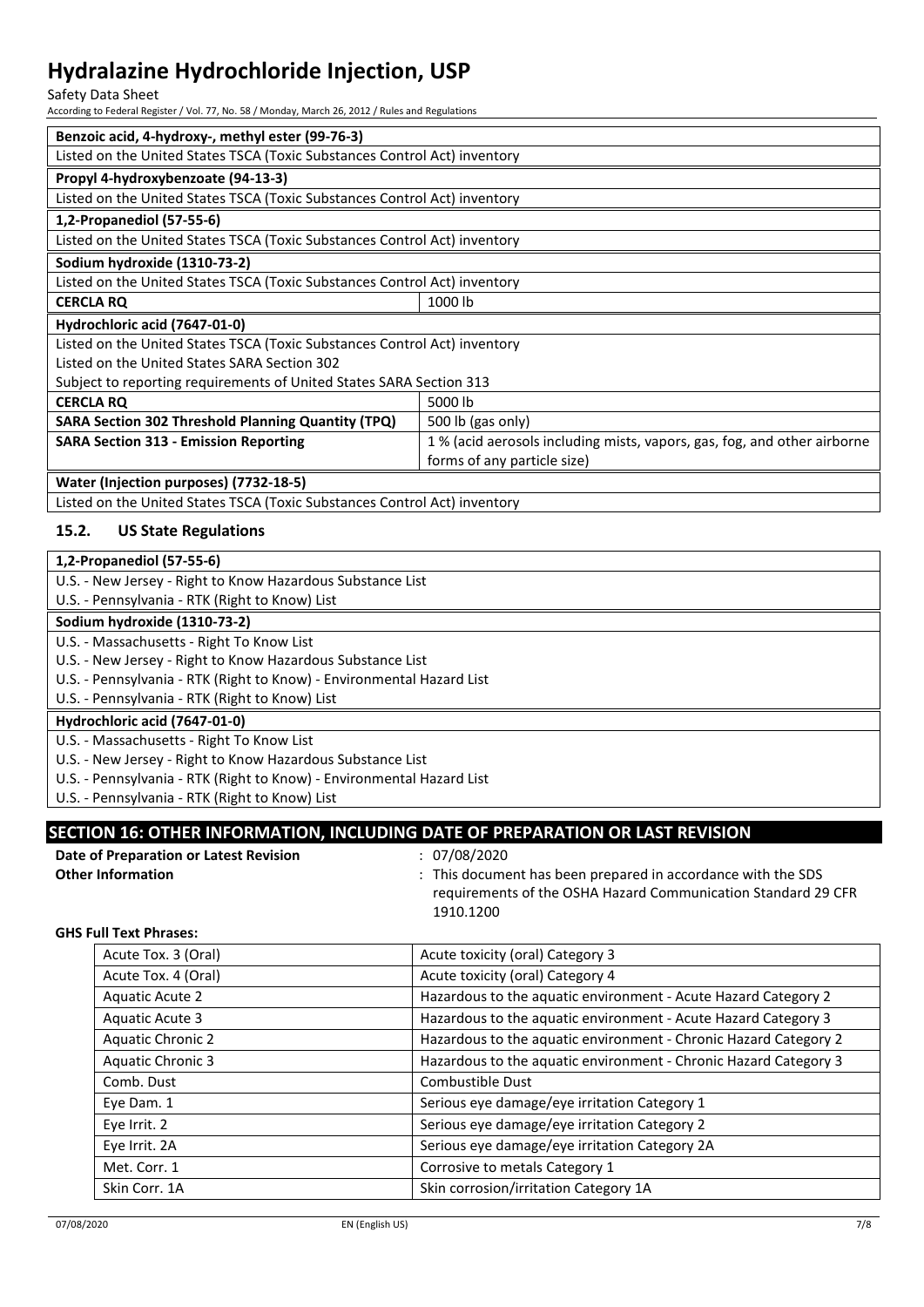| Benzoic acid, 4-hydroxy-, methyl ester (99-76-3) | |
|---|---|
| Listed on the United States TSCA (Toxic Substances Control Act) inventory | |
| **Propyl 4-hydroxybenzoate (94-13-3)** | |
| Listed on the United States TSCA (Toxic Substances Control Act) inventory | |
| **1,2-Propanediol (57-55-6)** | |
| Listed on the United States TSCA (Toxic Substances Control Act) inventory | |
| **Sodium hydroxide (1310-73-2)** | |
| Listed on the United States TSCA (Toxic Substances Control Act) inventory | |
| **CERCLA RQ** | 1000 lb |
| **Hydrochloric acid (7647-01-0)** | |
| Listed on the United States TSCA (Toxic Substances Control Act) inventory | |
| Listed on the United States SARA Section 302 | |
| Subject to reporting requirements of United States SARA Section 313 | |
| **CERCLA RQ** | 5000 lb |
| **SARA Section 302 Threshold Planning Quantity (TPQ)** | 500 lb (gas only) |
| **SARA Section 313 - Emission Reporting** | 1 % (acid aerosols including mists, vapors, gas, fog, and other airborne forms of any particle size) |
| **Water (Injection purposes) (7732-18-5)** | |
| Listed on the United States TSCA (Toxic Substances Control Act) inventory | |

### 15.2. US State Regulations

| 1,2-Propanediol (57-55-6) |
|---|
| U.S. - New Jersey - Right to Know Hazardous Substance List |
| U.S. - Pennsylvania - RTK (Right to Know) List |
| **Sodium hydroxide (1310-73-2)** |
| U.S. - Massachusetts - Right To Know List |
| U.S. - New Jersey - Right to Know Hazardous Substance List |
| U.S. - Pennsylvania - RTK (Right to Know) - Environmental Hazard List |
| U.S. - Pennsylvania - RTK (Right to Know) List |
| **Hydrochloric acid (7647-01-0)** |
| U.S. - Massachusetts - Right To Know List |
| U.S. - New Jersey - Right to Know Hazardous Substance List |
| U.S. - Pennsylvania - RTK (Right to Know) - Environmental Hazard List |
| U.S. - Pennsylvania - RTK (Right to Know) List |

## SECTION 16: OTHER INFORMATION, INCLUDING DATE OF PREPARATION OR LAST REVISION

**Date of Preparation or Latest Revision** : 07/08/2020

**Other Information** : This document has been prepared in accordance with the SDS requirements of the OSHA Hazard Communication Standard 29 CFR 1910.1200

**GHS Full Text Phrases:**

| Acute Tox. 3 (Oral) | Acute toxicity (oral) Category 3 |
|---|---|
| Acute Tox. 4 (Oral) | Acute toxicity (oral) Category 4 |
| Aquatic Acute 2 | Hazardous to the aquatic environment - Acute Hazard Category 2 |
| Aquatic Acute 3 | Hazardous to the aquatic environment - Acute Hazard Category 3 |
| Aquatic Chronic 2 | Hazardous to the aquatic environment - Chronic Hazard Category 2 |
| Aquatic Chronic 3 | Hazardous to the aquatic environment - Chronic Hazard Category 3 |
| Comb. Dust | Combustible Dust |
| Eye Dam. 1 | Serious eye damage/eye irritation Category 1 |
| Eye Irrit. 2 | Serious eye damage/eye irritation Category 2 |
| Eye Irrit. 2A | Serious eye damage/eye irritation Category 2A |
| Met. Corr. 1 | Corrosive to metals Category 1 |
| Skin Corr. 1A | Skin corrosion/irritation Category 1A |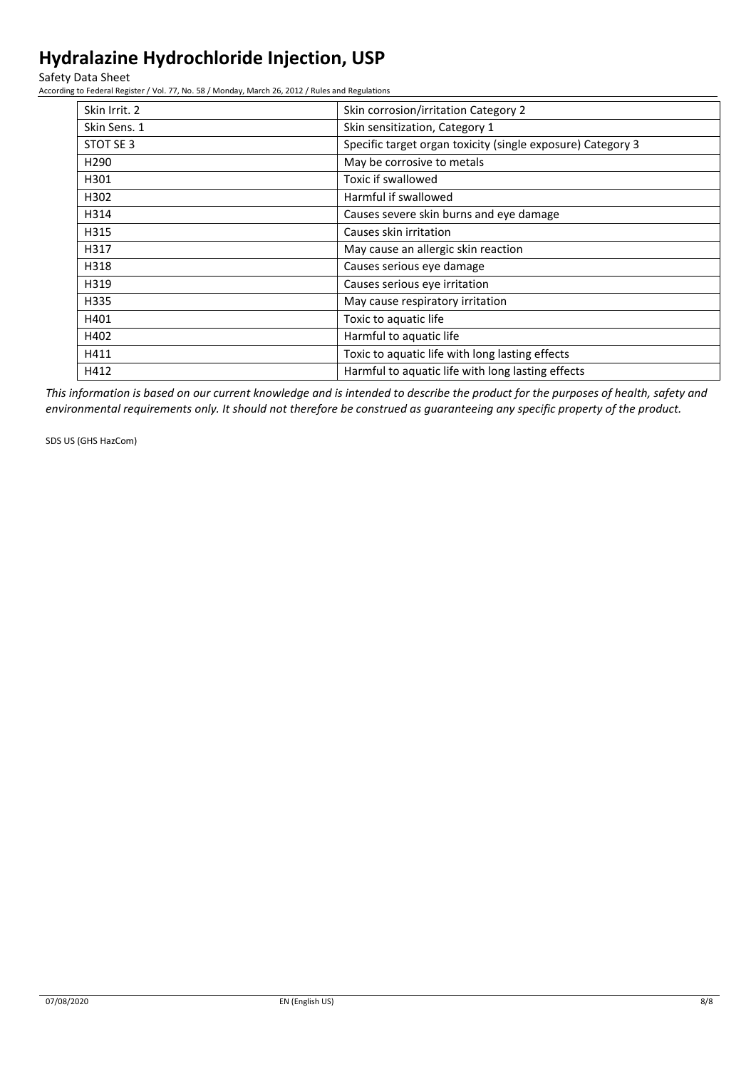| | |
|---|---|
| Skin Irrit. 2 | Skin corrosion/irritation Category 2 |
| Skin Sens. 1 | Skin sensitization, Category 1 |
| STOT SE 3 | Specific target organ toxicity (single exposure) Category 3 |
| H290 | May be corrosive to metals |
| H301 | Toxic if swallowed |
| H302 | Harmful if swallowed |
| H314 | Causes severe skin burns and eye damage |
| H315 | Causes skin irritation |
| H317 | May cause an allergic skin reaction |
| H318 | Causes serious eye damage |
| H319 | Causes serious eye irritation |
| H335 | May cause respiratory irritation |
| H401 | Toxic to aquatic life |
| H402 | Harmful to aquatic life |
| H411 | Toxic to aquatic life with long lasting effects |
| H412 | Harmful to aquatic life with long lasting effects |

*This information is based on our current knowledge and is intended to describe the product for the purposes of health, safety and environmental requirements only. It should not therefore be construed as guaranteeing any specific property of the product.*

SDS US (GHS HazCom)